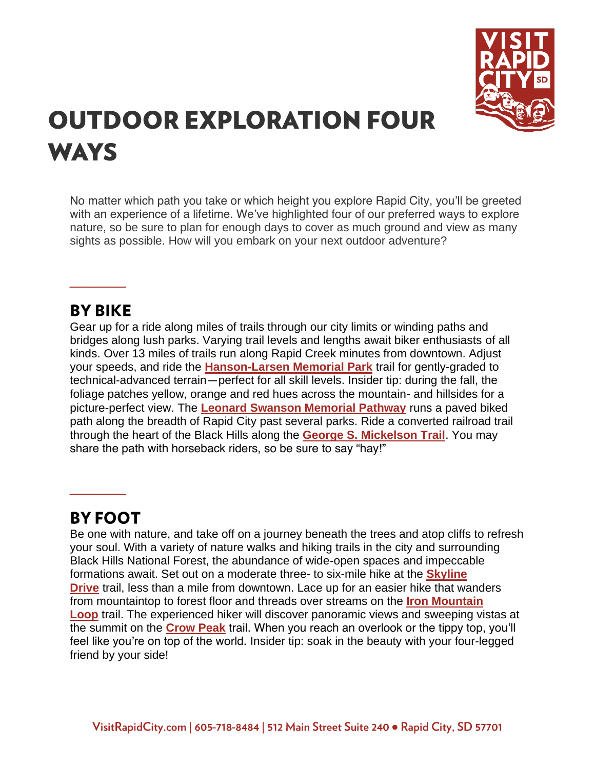# OUTDOOR EXPLORATION FOUR WAYS

No matter which path you take or which height you explore Rapid City, you'll be greeted with an experience of a lifetime. We've highlighted four of our preferred ways to explore nature, so be sure to plan for enough days to cover as much ground and view as many sights as possible. How will you embark on your next outdoor adventure?

## BY BIKE

Gear up for a ride along miles of trails through our city limits or winding paths and bridges along lush parks. Varying trail levels and lengths await biker enthusiasts of all kinds. Over 13 miles of trails run along Rapid Creek minutes from downtown. Adjust your speeds, and ride the **Hanson-Larsen Memorial Park** trail for gently-graded to technical-advanced terrain—perfect for all skill levels. Insider tip: during the fall, the foliage patches yellow, orange and red hues across the mountain- and hillsides for a picture-perfect view. The **Leonard Swanson Memorial Pathway** runs a paved biked path along the breadth of Rapid City past several parks. Ride a converted railroad trail through the heart of the Black Hills along the **George S. Mickelson Trail**. You may share the path with horseback riders, so be sure to say "hay!"

## BY FOOT

Be one with nature, and take off on a journey beneath the trees and atop cliffs to refresh your soul. With a variety of nature walks and hiking trails in the city and surrounding Black Hills National Forest, the abundance of wide-open spaces and impeccable formations await. Set out on a moderate three- to six-mile hike at the **Skyline Drive** trail, less than a mile from downtown. Lace up for an easier hike that wanders from mountaintop to forest floor and threads over streams on the **Iron Mountain Loop** trail. The experienced hiker will discover panoramic views and sweeping vistas at the summit on the **Crow Peak** trail. When you reach an overlook or the tippy top, you'll feel like you're on top of the world. Insider tip: soak in the beauty with your four-legged friend by your side!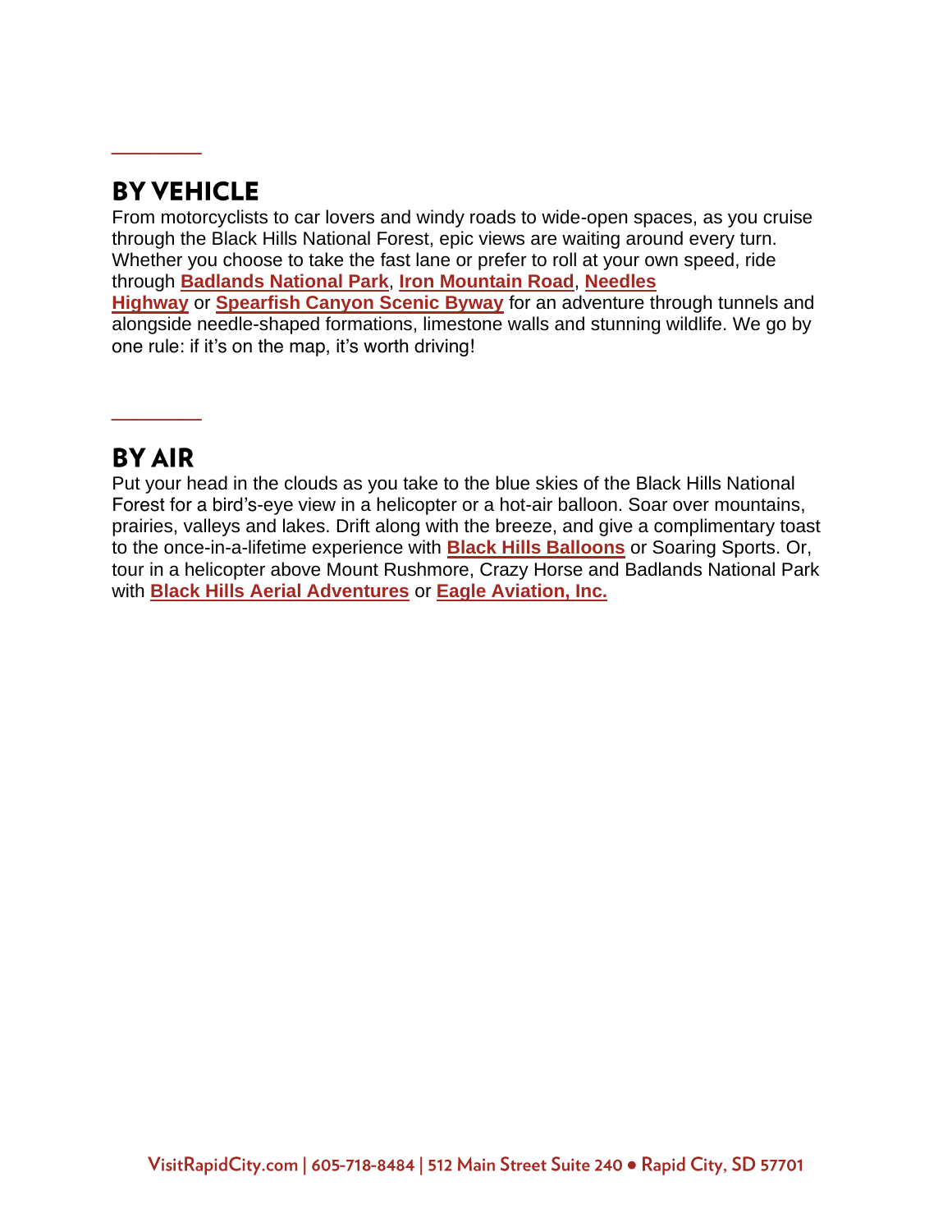## BY VEHICLE

From motorcyclists to car lovers and windy roads to wide-open spaces, as you cruise through the Black Hills National Forest, epic views are waiting around every turn. Whether you choose to take the fast lane or prefer to roll at your own speed, ride through **Badlands National Park**, **Iron Mountain Road**, **Needles Highway** or **Spearfish Canyon Scenic Byway** for an adventure through tunnels and alongside needle-shaped formations, limestone walls and stunning wildlife. We go by one rule: if it's on the map, it's worth driving!

## BY AIR

Put your head in the clouds as you take to the blue skies of the Black Hills National Forest for a bird's-eye view in a helicopter or a hot-air balloon. Soar over mountains, prairies, valleys and lakes. Drift along with the breeze, and give a complimentary toast to the once-in-a-lifetime experience with **Black Hills Balloons** or Soaring Sports. Or, tour in a helicopter above Mount Rushmore, Crazy Horse and Badlands National Park with **Black Hills Aerial Adventures** or **Eagle Aviation, Inc.**